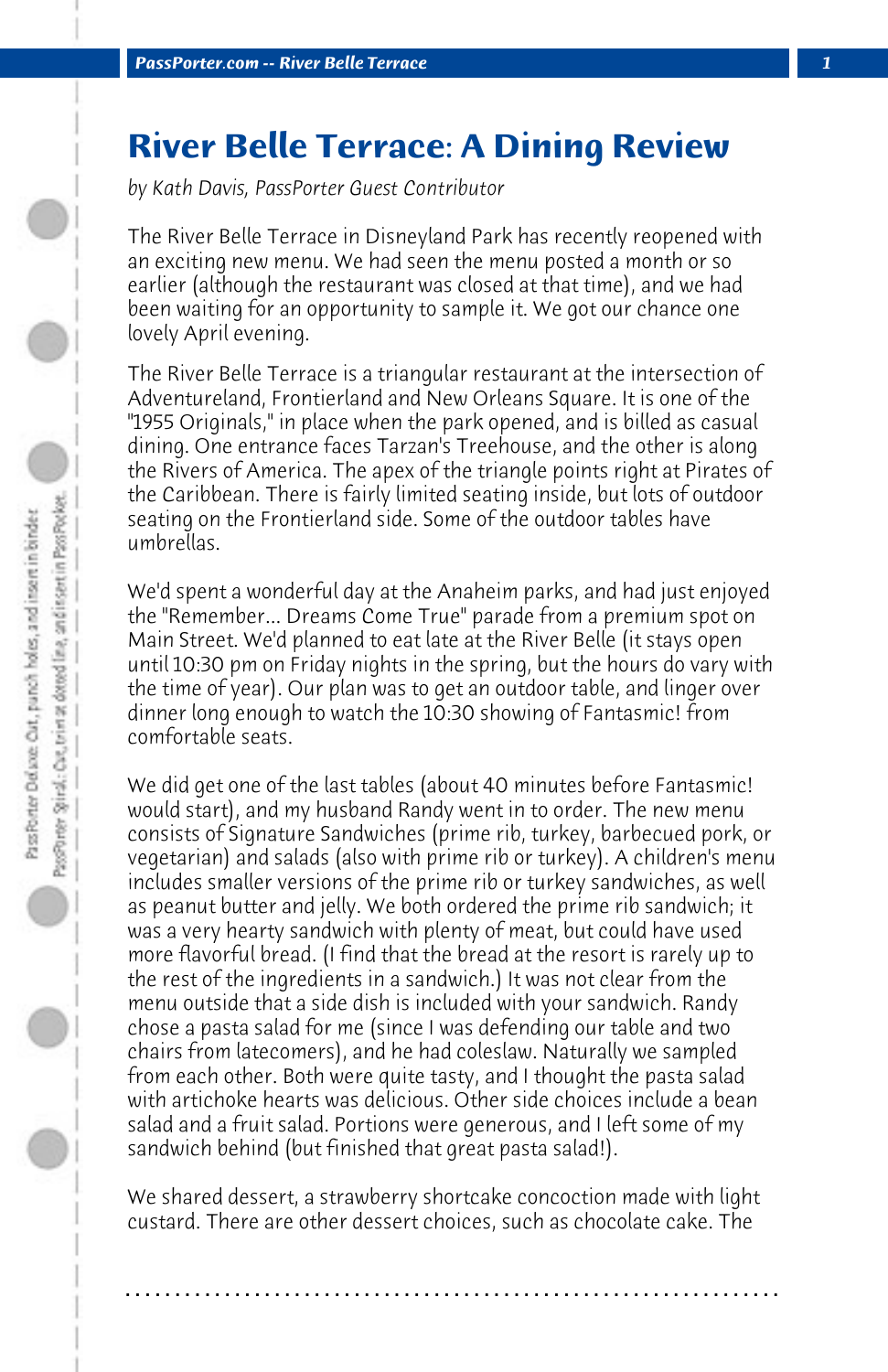# River Belle Terrace: A Dining Review

*by Kath Davis, PassPorter Guest Contributor*

The River Belle Terrace in Disneyland Park has recently reopened with an exciting new menu. We had seen the menu posted a month or so earlier (although the restaurant was closed at that time), and we had been waiting for an opportunity to sample it. We got our chance one lovely April evening.

The River Belle Terrace is a triangular restaurant at the intersection of Adventureland, Frontierland and New Orleans Square. It is one of the "1955 Originals," in place when the park opened, and is billed as casual dining. One entrance faces Tarzan's Treehouse, and the other is along the Rivers of America. The apex of the triangle points right at Pirates of the Caribbean. There is fairly limited seating inside, but lots of outdoor seating on the Frontierland side. Some of the outdoor tables have umbrellas.

We'd spent a wonderful day at the Anaheim parks, and had just enjoyed the "Remember... Dreams Come True" parade from a premium spot on Main Street. We'd planned to eat late at the River Belle (it stays open until 10:30 pm on Friday nights in the spring, but the hours do vary with the time of year). Our plan was to get an outdoor table, and linger over dinner long enough to watch the 10:30 showing of Fantasmic! from comfortable seats.

We did get one of the last tables (about 40 minutes before Fantasmic! would start), and my husband Randy went in to order. The new menu consists of Signature Sandwiches (prime rib, turkey, barbecued pork, or vegetarian) and salads (also with prime rib or turkey). A children's menu includes smaller versions of the prime rib or turkey sandwiches, as well as peanut butter and jelly. We both ordered the prime rib sandwich; it was a very hearty sandwich with plenty of meat, but could have used more flavorful bread. (I find that the bread at the resort is rarely up to the rest of the ingredients in a sandwich.) It was not clear from the menu outside that a side dish is included with your sandwich. Randy chose a pasta salad for me (since I was defending our table and two chairs from latecomers), and he had coleslaw. Naturally we sampled from each other. Both were quite tasty, and I thought the pasta salad with artichoke hearts was delicious. Other side choices include a bean salad and a fruit salad. Portions were generous, and I left some of my sandwich behind (but finished that great pasta salad!).

We shared dessert, a strawberry shortcake concoction made with light custard. There are other dessert choices, such as chocolate cake. The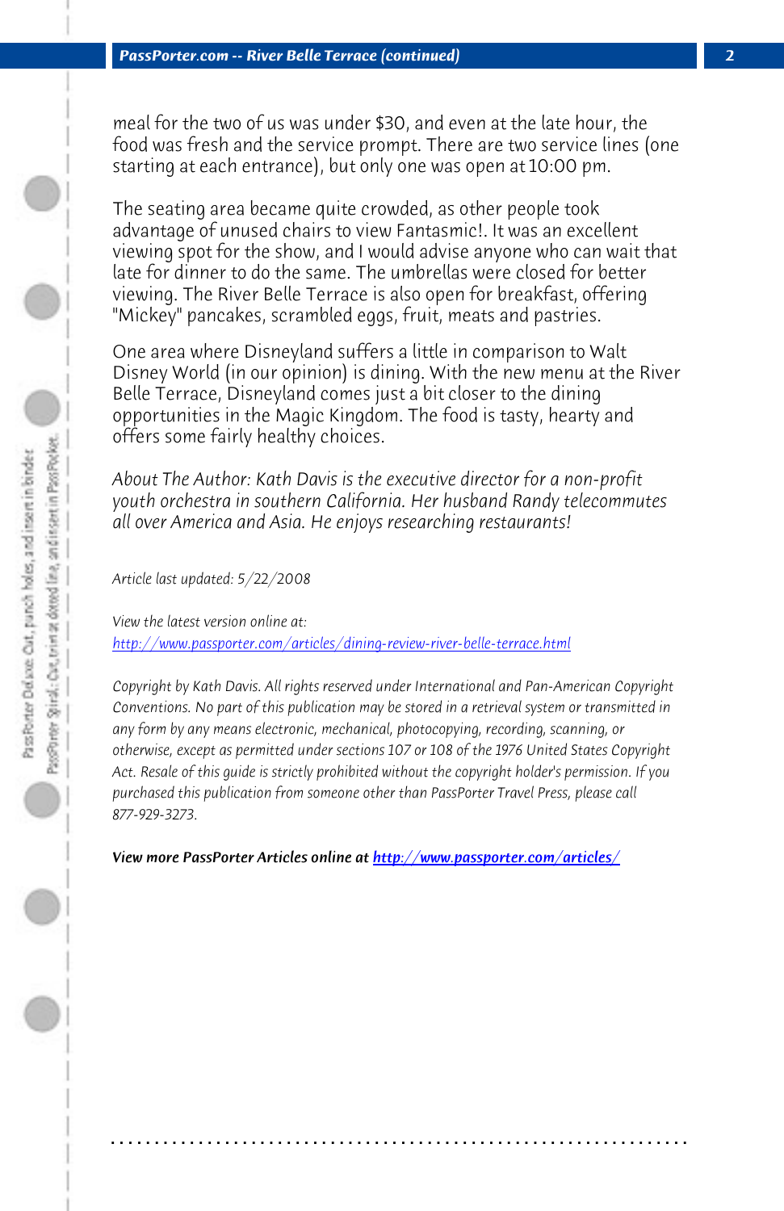meal for the two of us was under $30, and even at the late hour, the food was fresh and the service prompt. There are two service lines (one starting at each entrance), but only one was open at 10:00 pm.

The seating area became quite crowded, as other people took advantage of unused chairs to view Fantasmic!. It was an excellent viewing spot for the show, and I would advise anyone who can wait that late for dinner to do the same. The umbrellas were closed for better viewing. The River Belle Terrace is also open for breakfast, offering "Mickey" pancakes, scrambled eggs, fruit, meats and pastries.

One area where Disneyland suffers a little in comparison to Walt Disney World (in our opinion) is dining. With the new menu at the River Belle Terrace, Disneyland comes just a bit closer to the dining opportunities in the Magic Kingdom. The food is tasty, hearty and offers some fairly healthy choices.

*About The Author: Kath Davis is the executive director for a non-profit youth orchestra in southern California. Her husband Randy telecommutes all over America and Asia. He enjoys researching restaurants!*

*Article last updated: 5/22/2008*

*View the latest version online at:*
*http://www.passporter.com/articles/dining-review-river-belle-terrace.html*

*Copyright by Kath Davis. All rights reserved under International and Pan-American Copyright Conventions. No part of this publication may be stored in a retrieval system or transmitted in any form by any means electronic, mechanical, photocopying, recording, scanning, or otherwise, except as permitted under sections 107 or 108 of the 1976 United States Copyright Act. Resale of this guide is strictly prohibited without the copyright holder's permission. If you purchased this publication from someone other than PassPorter Travel Press, please call 877-929-3273.*

***View more PassPorter Articles online at http://www.passporter.com/articles/***